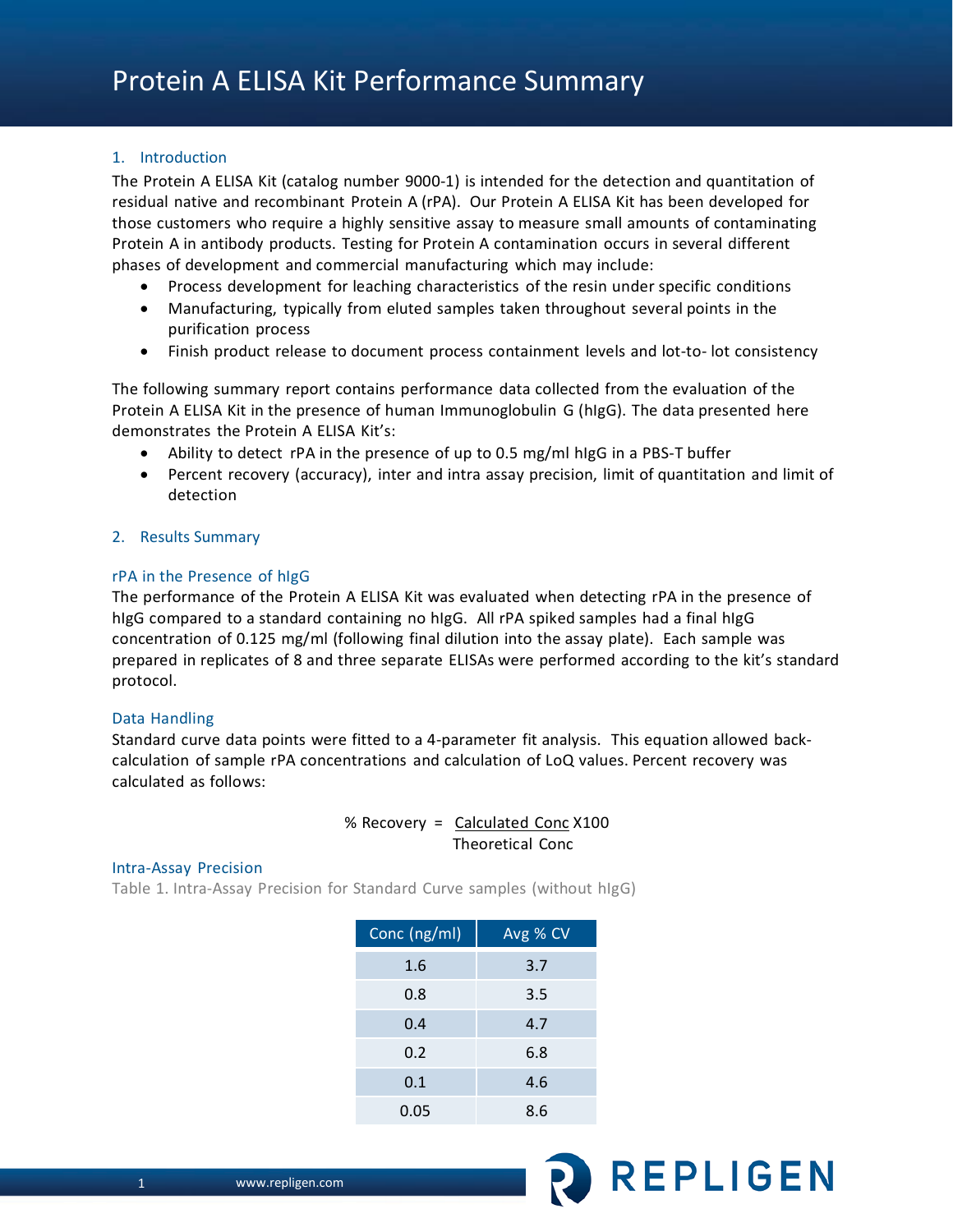# Protein A ELISA Kit Performance Summary

## 1. Introduction

The Protein A ELISA Kit (catalog number 9000-1) is intended for the detection and quantitation of residual native and recombinant Protein A (rPA). Our Protein A ELISA Kit has been developed for those customers who require a highly sensitive assay to measure small amounts of contaminating Protein A in antibody products. Testing for Protein A contamination occurs in several different phases of development and commercial manufacturing which may include:

- Process development for leaching characteristics of the resin under specific conditions
- Manufacturing, typically from eluted samples taken throughout several points in the purification process
- Finish product release to document process containment levels and lot-to- lot consistency

The following summary report contains performance data collected from the evaluation of the Protein A ELISA Kit in the presence of human Immunoglobulin G (hIgG). The data presented here demonstrates the Protein A ELISA Kit's:

- Ability to detect rPA in the presence of up to 0.5 mg/ml hIgG in a PBS-T buffer
- Percent recovery (accuracy), inter and intra assay precision, limit of quantitation and limit of detection

## 2. Results Summary

### rPA in the Presence of hIgG

The performance of the Protein A ELISA Kit was evaluated when detecting rPA in the presence of hIgG compared to a standard containing no hIgG. All rPA spiked samples had a final hIgG concentration of 0.125 mg/ml (following final dilution into the assay plate). Each sample was prepared in replicates of 8 and three separate ELISAs were performed according to the kit's standard protocol.

### Data Handling

Standard curve data points were fitted to a 4-parameter fit analysis. This equation allowed back-calculation of sample rPA concentrations and calculation of LoQ values. Percent recovery was calculated as follows:

$$\% \text{ Recovery} = \frac{\text{Calculated Conc}}{\text{Theoretical Conc}} \times 100$$

### Intra-Assay Precision

Table 1. Intra-Assay Precision for Standard Curve samples (without hIgG)

| Conc (ng/ml) | Avg % CV |
|---|---|
| 1.6 | 3.7 |
| 0.8 | 3.5 |
| 0.4 | 4.7 |
| 0.2 | 6.8 |
| 0.1 | 4.6 |
| 0.05 | 8.6 |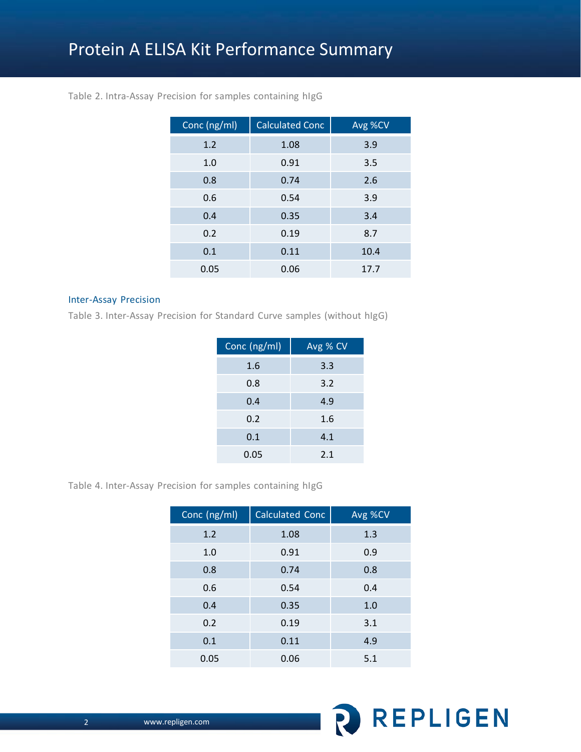# Protein A ELISA Kit Performance Summary

Table 2. Intra-Assay Precision for samples containing hIgG

| Conc (ng/ml) | Calculated Conc | Avg %CV |
|---|---|---|
| 1.2 | 1.08 | 3.9 |
| 1.0 | 0.91 | 3.5 |
| 0.8 | 0.74 | 2.6 |
| 0.6 | 0.54 | 3.9 |
| 0.4 | 0.35 | 3.4 |
| 0.2 | 0.19 | 8.7 |
| 0.1 | 0.11 | 10.4 |
| 0.05 | 0.06 | 17.7 |

## Inter-Assay Precision

Table 3. Inter-Assay Precision for Standard Curve samples (without hIgG)

| Conc (ng/ml) | Avg % CV |
|---|---|
| 1.6 | 3.3 |
| 0.8 | 3.2 |
| 0.4 | 4.9 |
| 0.2 | 1.6 |
| 0.1 | 4.1 |
| 0.05 | 2.1 |

Table 4. Inter-Assay Precision for samples containing hIgG

| Conc (ng/ml) | Calculated Conc | Avg %CV |
|---|---|---|
| 1.2 | 1.08 | 1.3 |
| 1.0 | 0.91 | 0.9 |
| 0.8 | 0.74 | 0.8 |
| 0.6 | 0.54 | 0.4 |
| 0.4 | 0.35 | 1.0 |
| 0.2 | 0.19 | 3.1 |
| 0.1 | 0.11 | 4.9 |
| 0.05 | 0.06 | 5.1 |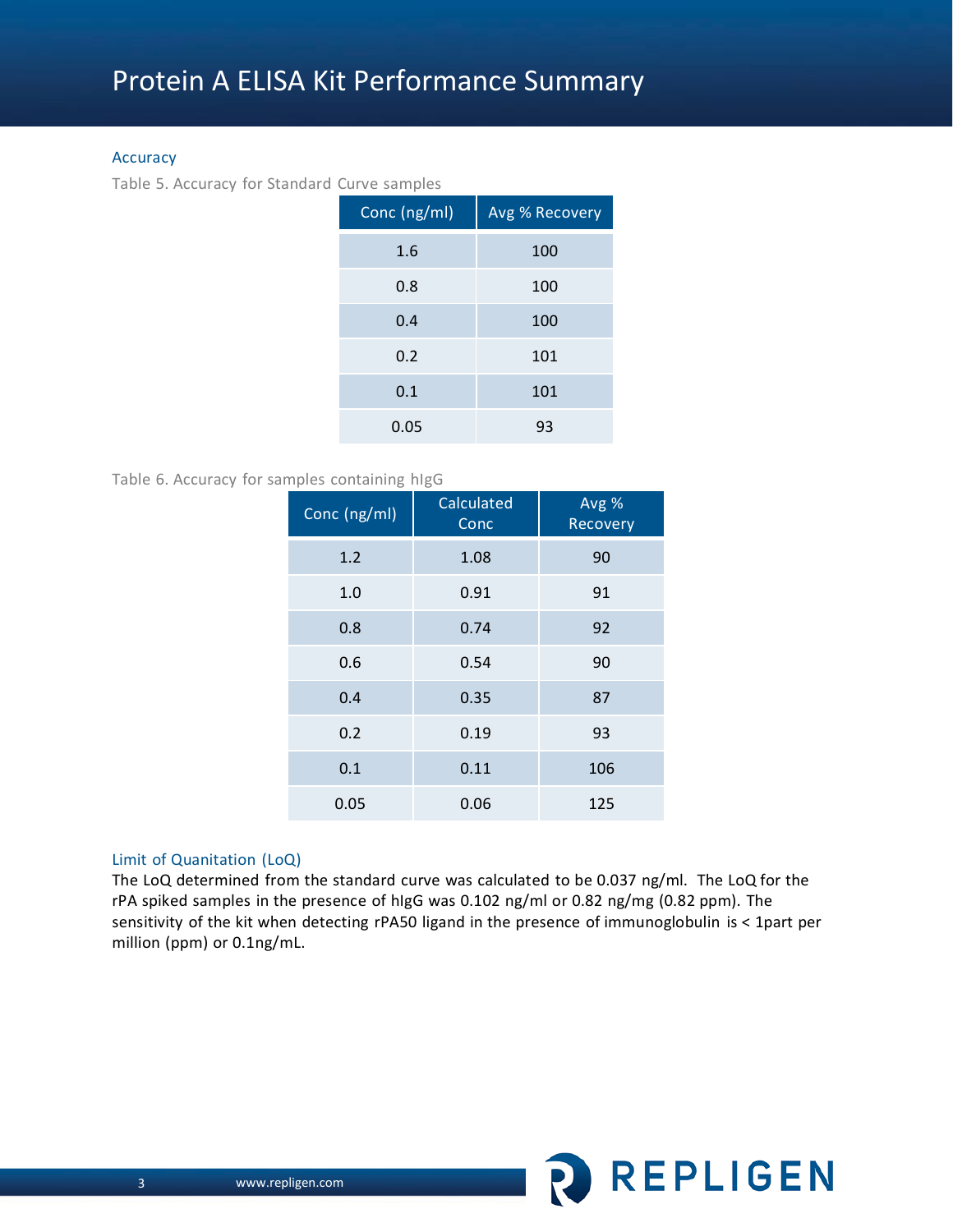# Protein A ELISA Kit Performance Summary

## Accuracy

Table 5. Accuracy for Standard Curve samples

| Conc (ng/ml) | Avg % Recovery |
|---|---|
| 1.6 | 100 |
| 0.8 | 100 |
| 0.4 | 100 |
| 0.2 | 101 |
| 0.1 | 101 |
| 0.05 | 93 |

Table 6. Accuracy for samples containing hIgG

| Conc (ng/ml) | Calculated Conc | Avg % Recovery |
|---|---|---|
| 1.2 | 1.08 | 90 |
| 1.0 | 0.91 | 91 |
| 0.8 | 0.74 | 92 |
| 0.6 | 0.54 | 90 |
| 0.4 | 0.35 | 87 |
| 0.2 | 0.19 | 93 |
| 0.1 | 0.11 | 106 |
| 0.05 | 0.06 | 125 |

## Limit of Quantitation (LoQ)

The LoQ determined from the standard curve was calculated to be 0.037 ng/ml. The LoQ for the rPA spiked samples in the presence of hIgG was 0.102 ng/ml or 0.82 ng/mg (0.82 ppm). The sensitivity of the kit when detecting rPA50 ligand in the presence of immunoglobulin is < 1part per million (ppm) or 0.1ng/mL.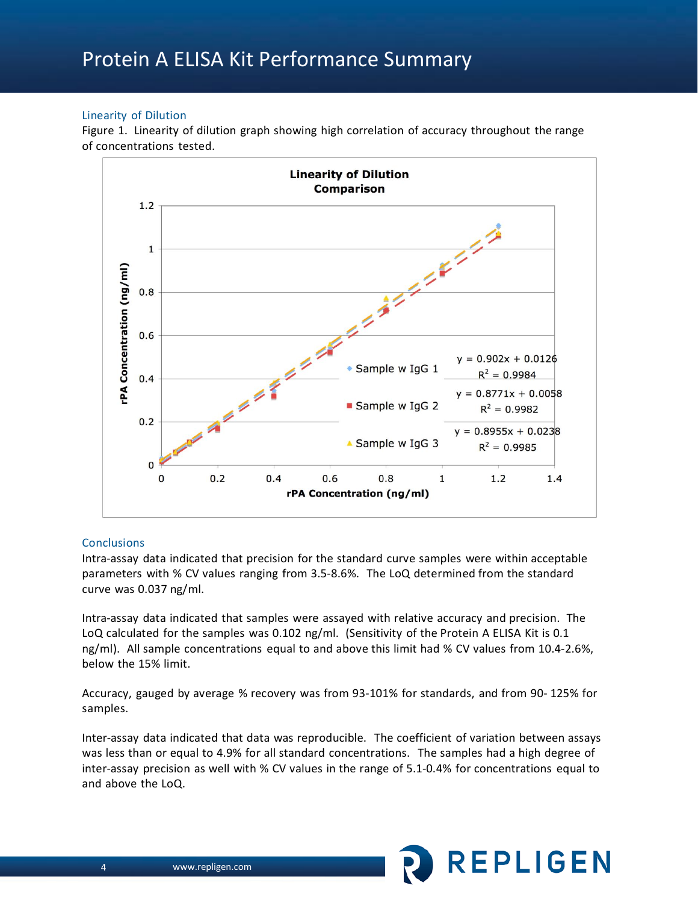# Protein A ELISA Kit Performance Summary

## Linearity of Dilution

Figure 1. Linearity of dilution graph showing high correlation of accuracy throughout the range of concentrations tested.

**Linearity of Dilution Comparison**

| Series | Equation | $R^2$ |
|---|---|---|
| Sample w IgG 1 | $y = 0.902x + 0.0126$ | $R^2 = 0.9984$ |
| Sample w IgG 2 | $y = 0.8771x + 0.0058$ | $R^2 = 0.9982$ |
| Sample w IgG 3 | $y = 0.8955x + 0.0238$ | $R^2 = 0.9985$ |

## Conclusions

Intra-assay data indicated that precision for the standard curve samples were within acceptable parameters with % CV values ranging from 3.5-8.6%. The LoQ determined from the standard curve was 0.037 ng/ml.

Intra-assay data indicated that samples were assayed with relative accuracy and precision. The LoQ calculated for the samples was 0.102 ng/ml. (Sensitivity of the Protein A ELISA Kit is 0.1 ng/ml). All sample concentrations equal to and above this limit had % CV values from 10.4-2.6%, below the 15% limit.

Accuracy, gauged by average % recovery was from 93-101% for standards, and from 90- 125% for samples.

Inter-assay data indicated that data was reproducible. The coefficient of variation between assays was less than or equal to 4.9% for all standard concentrations. The samples had a high degree of inter-assay precision as well with % CV values in the range of 5.1-0.4% for concentrations equal to and above the LoQ.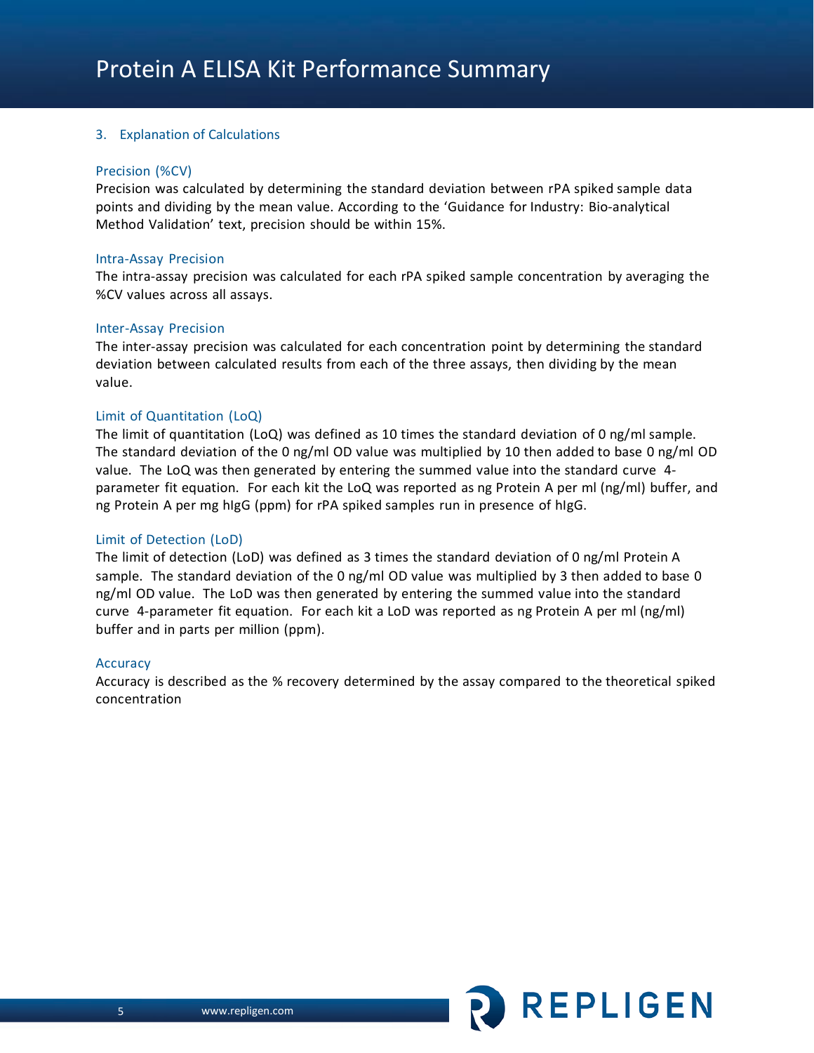## 3. Explanation of Calculations

### Precision (%CV)

Precision was calculated by determining the standard deviation between rPA spiked sample data points and dividing by the mean value. According to the 'Guidance for Industry: Bio-analytical Method Validation' text, precision should be within 15%.

### Intra-Assay Precision

The intra-assay precision was calculated for each rPA spiked sample concentration by averaging the %CV values across all assays.

### Inter-Assay Precision

The inter-assay precision was calculated for each concentration point by determining the standard deviation between calculated results from each of the three assays, then dividing by the mean value.

### Limit of Quantitation (LoQ)

The limit of quantitation (LoQ) was defined as 10 times the standard deviation of 0 ng/ml sample. The standard deviation of the 0 ng/ml OD value was multiplied by 10 then added to base 0 ng/ml OD value. The LoQ was then generated by entering the summed value into the standard curve 4-parameter fit equation. For each kit the LoQ was reported as ng Protein A per ml (ng/ml) buffer, and ng Protein A per mg hIgG (ppm) for rPA spiked samples run in presence of hIgG.

### Limit of Detection (LoD)

The limit of detection (LoD) was defined as 3 times the standard deviation of 0 ng/ml Protein A sample. The standard deviation of the 0 ng/ml OD value was multiplied by 3 then added to base 0 ng/ml OD value. The LoD was then generated by entering the summed value into the standard curve 4-parameter fit equation. For each kit a LoD was reported as ng Protein A per ml (ng/ml) buffer and in parts per million (ppm).

### Accuracy

Accuracy is described as the % recovery determined by the assay compared to the theoretical spiked concentration